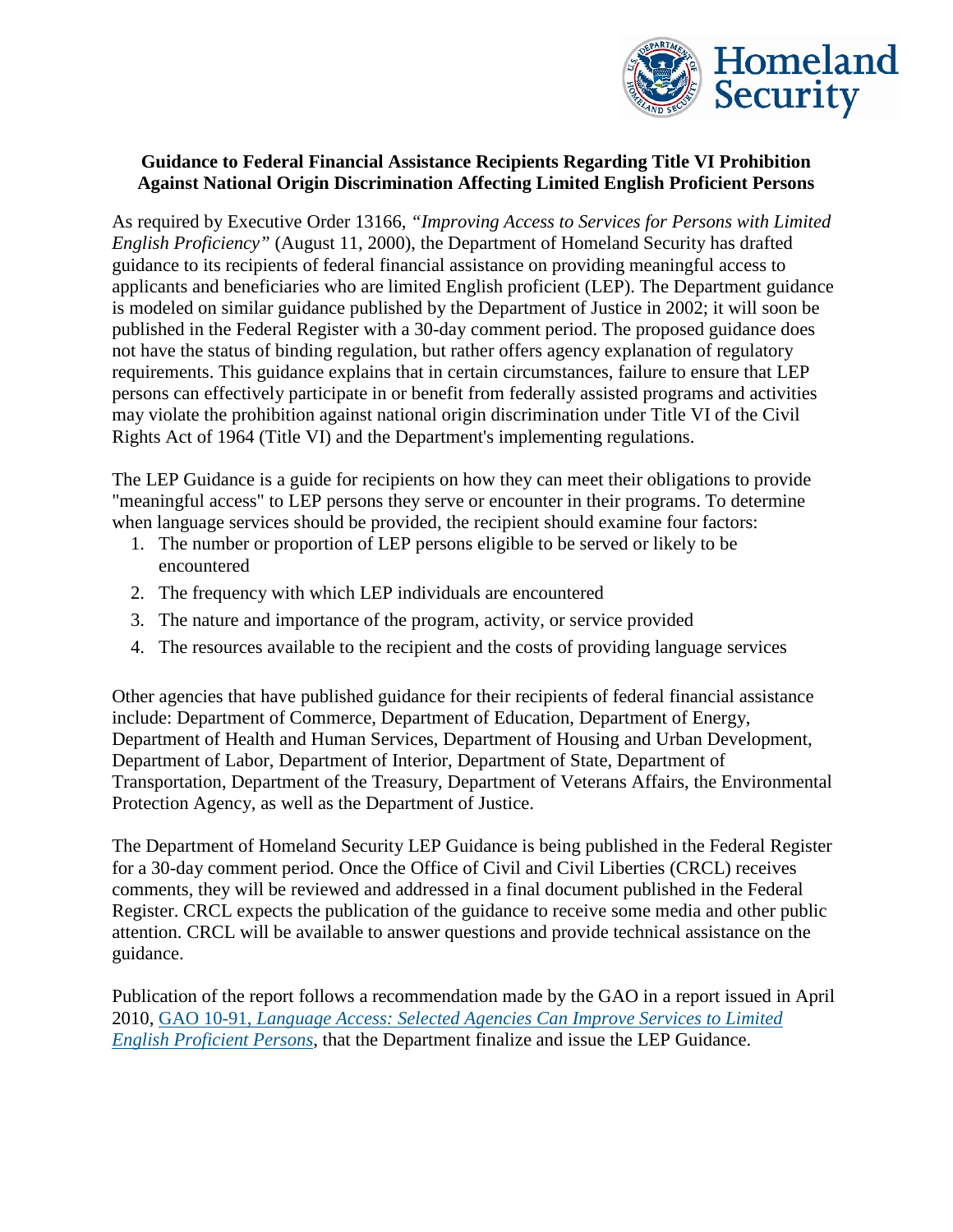**Guidance to Federal Financial Assistance Recipients Regarding Title VI Prohibition Against National Origin Discrimination Affecting Limited English Proficient Persons**

As required by Executive Order 13166, *"Improving Access to Services for Persons with Limited English Proficiency"* (August 11, 2000), the Department of Homeland Security has drafted guidance to its recipients of federal financial assistance on providing meaningful access to applicants and beneficiaries who are limited English proficient (LEP). The Department guidance is modeled on similar guidance published by the Department of Justice in 2002; it will soon be published in the Federal Register with a 30-day comment period. The proposed guidance does not have the status of binding regulation, but rather offers agency explanation of regulatory requirements. This guidance explains that in certain circumstances, failure to ensure that LEP persons can effectively participate in or benefit from federally assisted programs and activities may violate the prohibition against national origin discrimination under Title VI of the Civil Rights Act of 1964 (Title VI) and the Department's implementing regulations.

The LEP Guidance is a guide for recipients on how they can meet their obligations to provide "meaningful access" to LEP persons they serve or encounter in their programs. To determine when language services should be provided, the recipient should examine four factors:

1. The number or proportion of LEP persons eligible to be served or likely to be encountered
2. The frequency with which LEP individuals are encountered
3. The nature and importance of the program, activity, or service provided
4. The resources available to the recipient and the costs of providing language services

Other agencies that have published guidance for their recipients of federal financial assistance include: Department of Commerce, Department of Education, Department of Energy, Department of Health and Human Services, Department of Housing and Urban Development, Department of Labor, Department of Interior, Department of State, Department of Transportation, Department of the Treasury, Department of Veterans Affairs, the Environmental Protection Agency, as well as the Department of Justice.

The Department of Homeland Security LEP Guidance is being published in the Federal Register for a 30-day comment period. Once the Office of Civil and Civil Liberties (CRCL) receives comments, they will be reviewed and addressed in a final document published in the Federal Register. CRCL expects the publication of the guidance to receive some media and other public attention. CRCL will be available to answer questions and provide technical assistance on the guidance.

Publication of the report follows a recommendation made by the GAO in a report issued in April 2010, GAO 10-91, *Language Access: Selected Agencies Can Improve Services to Limited English Proficient Persons*, that the Department finalize and issue the LEP Guidance.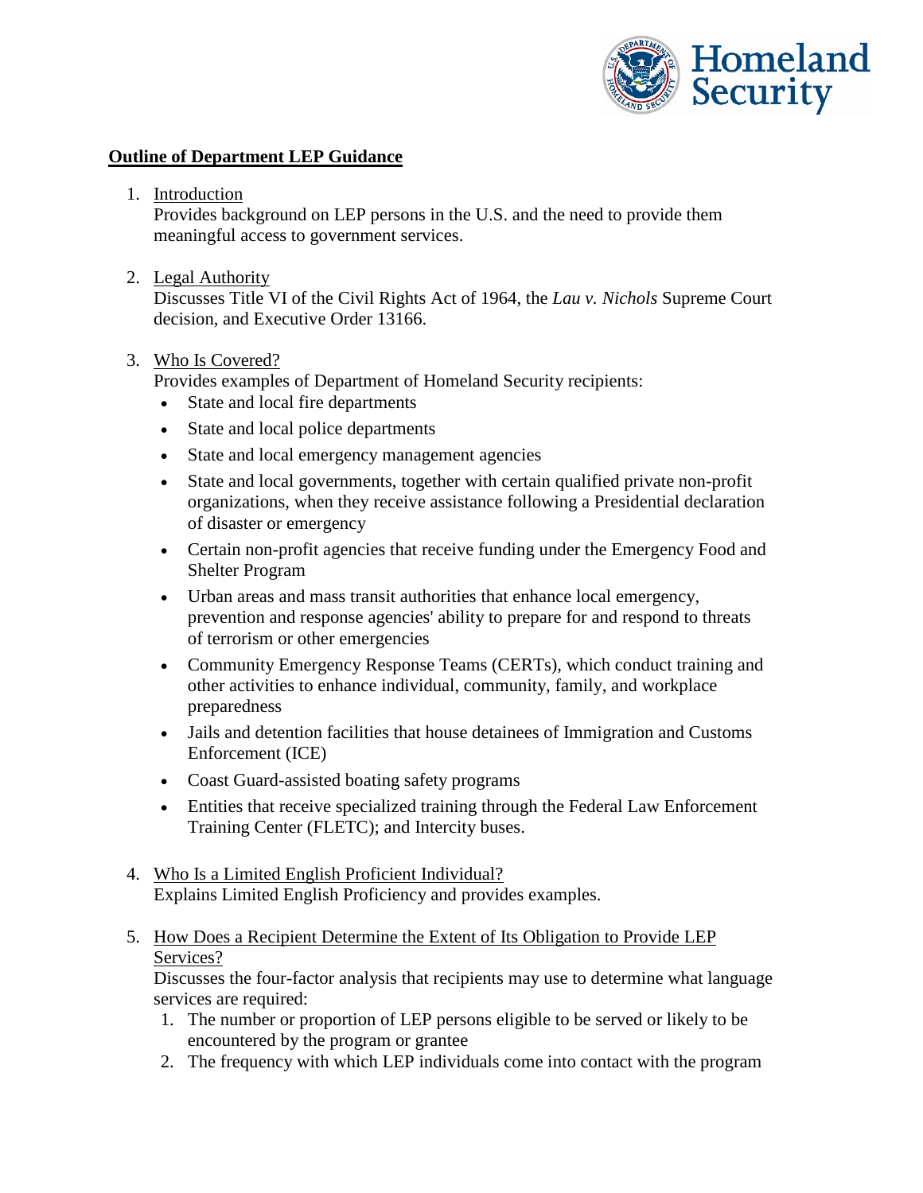**Outline of Department LEP Guidance**

1. Introduction
   Provides background on LEP persons in the U.S. and the need to provide them meaningful access to government services.

2. Legal Authority
   Discusses Title VI of the Civil Rights Act of 1964, the *Lau v. Nichols* Supreme Court decision, and Executive Order 13166.

3. Who Is Covered?
   Provides examples of Department of Homeland Security recipients:
   - State and local fire departments
   - State and local police departments
   - State and local emergency management agencies
   - State and local governments, together with certain qualified private non-profit organizations, when they receive assistance following a Presidential declaration of disaster or emergency
   - Certain non-profit agencies that receive funding under the Emergency Food and Shelter Program
   - Urban areas and mass transit authorities that enhance local emergency, prevention and response agencies' ability to prepare for and respond to threats of terrorism or other emergencies
   - Community Emergency Response Teams (CERTs), which conduct training and other activities to enhance individual, community, family, and workplace preparedness
   - Jails and detention facilities that house detainees of Immigration and Customs Enforcement (ICE)
   - Coast Guard-assisted boating safety programs
   - Entities that receive specialized training through the Federal Law Enforcement Training Center (FLETC); and Intercity buses.

4. Who Is a Limited English Proficient Individual?
   Explains Limited English Proficiency and provides examples.

5. How Does a Recipient Determine the Extent of Its Obligation to Provide LEP Services?
   Discusses the four-factor analysis that recipients may use to determine what language services are required:
   1. The number or proportion of LEP persons eligible to be served or likely to be encountered by the program or grantee
   2. The frequency with which LEP individuals come into contact with the program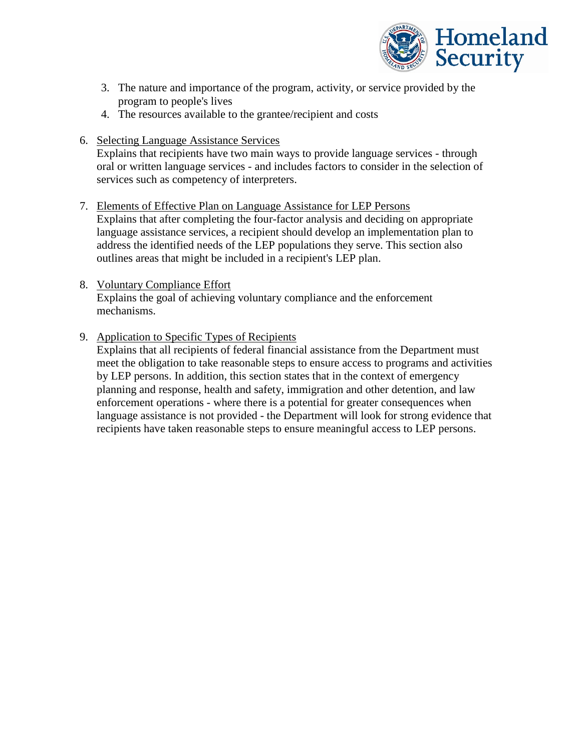3. The nature and importance of the program, activity, or service provided by the program to people's lives
4. The resources available to the grantee/recipient and costs

6. Selecting Language Assistance Services
   Explains that recipients have two main ways to provide language services - through oral or written language services - and includes factors to consider in the selection of services such as competency of interpreters.

7. Elements of Effective Plan on Language Assistance for LEP Persons
   Explains that after completing the four-factor analysis and deciding on appropriate language assistance services, a recipient should develop an implementation plan to address the identified needs of the LEP populations they serve. This section also outlines areas that might be included in a recipient's LEP plan.

8. Voluntary Compliance Effort
   Explains the goal of achieving voluntary compliance and the enforcement mechanisms.

9. Application to Specific Types of Recipients
   Explains that all recipients of federal financial assistance from the Department must meet the obligation to take reasonable steps to ensure access to programs and activities by LEP persons. In addition, this section states that in the context of emergency planning and response, health and safety, immigration and other detention, and law enforcement operations - where there is a potential for greater consequences when language assistance is not provided - the Department will look for strong evidence that recipients have taken reasonable steps to ensure meaningful access to LEP persons.